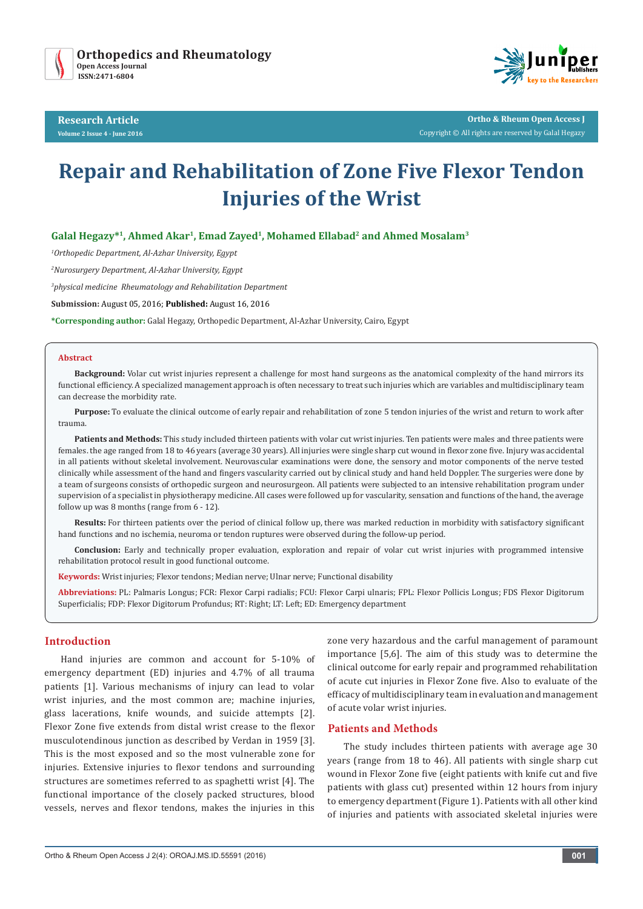# Repair and Rehabilitation of Zone Five Flexor Tendon Injuries of the Wrist

**Galal Hegazy*[1], Ahmed Akar[1], Emad Zayed[1], Mohamed Ellabad[2] and Ahmed Mosalam[3]**

[1]*Orthopedic Department, Al-Azhar University, Egypt*

[2]*Nurosurgery Department, Al-Azhar University, Egypt*

[3]*physical medicine Rheumatology and Rehabilitation Department*

**Submission:** August 05, 2016; **Published:** August 16, 2016

***Corresponding author:** Galal Hegazy, Orthopedic Department, Al-Azhar University, Cairo, Egypt

## Abstract

**Background:** Volar cut wrist injuries represent a challenge for most hand surgeons as the anatomical complexity of the hand mirrors its functional efficiency. A specialized management approach is often necessary to treat such injuries which are variables and multidisciplinary team can decrease the morbidity rate.

**Purpose:** To evaluate the clinical outcome of early repair and rehabilitation of zone 5 tendon injuries of the wrist and return to work after trauma.

**Patients and Methods:** This study included thirteen patients with volar cut wrist injuries. Ten patients were males and three patients were females. the age ranged from 18 to 46 years (average 30 years). All injuries were single sharp cut wound in flexor zone five. Injury was accidental in all patients without skeletal involvement. Neurovascular examinations were done, the sensory and motor components of the nerve tested clinically while assessment of the hand and fingers vascularity carried out by clinical study and hand held Doppler. The surgeries were done by a team of surgeons consists of orthopedic surgeon and neurosurgeon. All patients were subjected to an intensive rehabilitation program under supervision of a specialist in physiotherapy medicine. All cases were followed up for vascularity, sensation and functions of the hand, the average follow up was 8 months (range from 6 - 12).

**Results:** For thirteen patients over the period of clinical follow up, there was marked reduction in morbidity with satisfactory significant hand functions and no ischemia, neuroma or tendon ruptures were observed during the follow-up period.

**Conclusion:** Early and technically proper evaluation, exploration and repair of volar cut wrist injuries with programmed intensive rehabilitation protocol result in good functional outcome.

**Keywords:** Wrist injuries; Flexor tendons; Median nerve; Ulnar nerve; Functional disability

**Abbreviations:** PL: Palmaris Longus; FCR: Flexor Carpi radialis; FCU: Flexor Carpi ulnaris; FPL: Flexor Pollicis Longus; FDS Flexor Digitorum Superficialis; FDP: Flexor Digitorum Profundus; RT: Right; LT: Left; ED: Emergency department

## Introduction

Hand injuries are common and account for 5-10% of emergency department (ED) injuries and 4.7% of all trauma patients [1]. Various mechanisms of injury can lead to volar wrist injuries, and the most common are; machine injuries, glass lacerations, knife wounds, and suicide attempts [2]. Flexor Zone five extends from distal wrist crease to the flexor musculotendinous junction as described by Verdan in 1959 [3]. This is the most exposed and so the most vulnerable zone for injuries. Extensive injuries to flexor tendons and surrounding structures are sometimes referred to as spaghetti wrist [4]. The functional importance of the closely packed structures, blood vessels, nerves and flexor tendons, makes the injuries in this zone very hazardous and the carful management of paramount importance [5,6]. The aim of this study was to determine the clinical outcome for early repair and programmed rehabilitation of acute cut injuries in Flexor Zone five. Also to evaluate of the efficacy of multidisciplinary team in evaluation and management of acute volar wrist injuries.

## Patients and Methods

The study includes thirteen patients with average age 30 years (range from 18 to 46). All patients with single sharp cut wound in Flexor Zone five (eight patients with knife cut and five patients with glass cut) presented within 12 hours from injury to emergency department (Figure 1). Patients with all other kind of injuries and patients with associated skeletal injuries were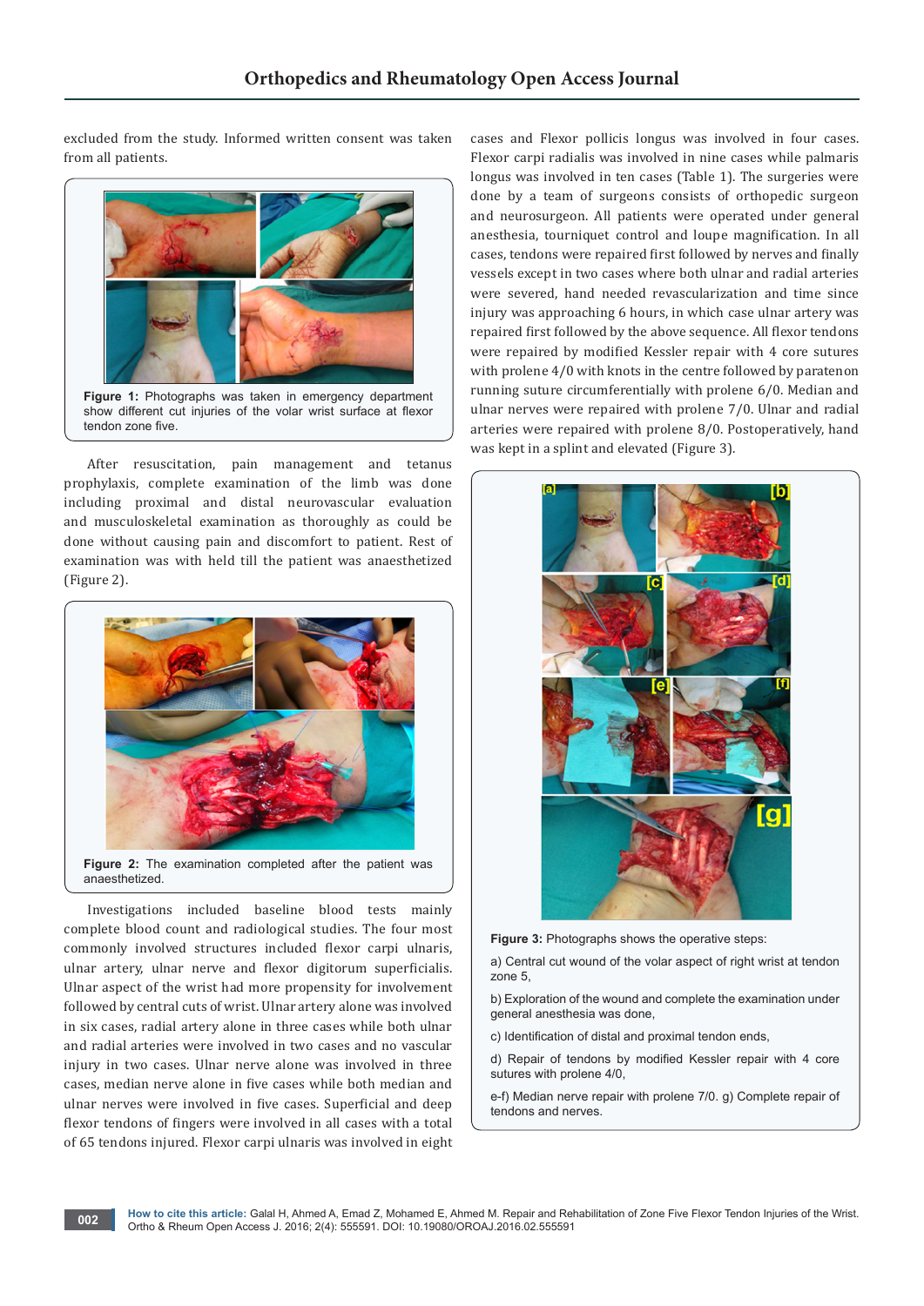excluded from the study. Informed written consent was taken from all patients.

**Figure 1:** Photographs was taken in emergency department show different cut injuries of the volar wrist surface at flexor tendon zone five.

After resuscitation, pain management and tetanus prophylaxis, complete examination of the limb was done including proximal and distal neurovascular evaluation and musculoskeletal examination as thoroughly as could be done without causing pain and discomfort to patient. Rest of examination was with held till the patient was anaesthetized (Figure 2).

**Figure 2:** The examination completed after the patient was anaesthetized.

Investigations included baseline blood tests mainly complete blood count and radiological studies. The four most commonly involved structures included flexor carpi ulnaris, ulnar artery, ulnar nerve and flexor digitorum superficialis. Ulnar aspect of the wrist had more propensity for involvement followed by central cuts of wrist. Ulnar artery alone was involved in six cases, radial artery alone in three cases while both ulnar and radial arteries were involved in two cases and no vascular injury in two cases. Ulnar nerve alone was involved in three cases, median nerve alone in five cases while both median and ulnar nerves were involved in five cases. Superficial and deep flexor tendons of fingers were involved in all cases with a total of 65 tendons injured. Flexor carpi ulnaris was involved in eight cases and Flexor pollicis longus was involved in four cases. Flexor carpi radialis was involved in nine cases while palmaris longus was involved in ten cases (Table 1). The surgeries were done by a team of surgeons consists of orthopedic surgeon and neurosurgeon. All patients were operated under general anesthesia, tourniquet control and loupe magnification. In all cases, tendons were repaired first followed by nerves and finally vessels except in two cases where both ulnar and radial arteries were severed, hand needed revascularization and time since injury was approaching 6 hours, in which case ulnar artery was repaired first followed by the above sequence. All flexor tendons were repaired by modified Kessler repair with 4 core sutures with prolene 4/0 with knots in the centre followed by paratenon running suture circumferentially with prolene 6/0. Median and ulnar nerves were repaired with prolene 7/0. Ulnar and radial arteries were repaired with prolene 8/0. Postoperatively, hand was kept in a splint and elevated (Figure 3).

**Figure 3:** Photographs shows the operative steps:

a) Central cut wound of the volar aspect of right wrist at tendon zone 5,

b) Exploration of the wound and complete the examination under general anesthesia was done,

c) Identification of distal and proximal tendon ends,

d) Repair of tendons by modified Kessler repair with 4 core sutures with prolene 4/0,

e-f) Median nerve repair with prolene 7/0. g) Complete repair of tendons and nerves.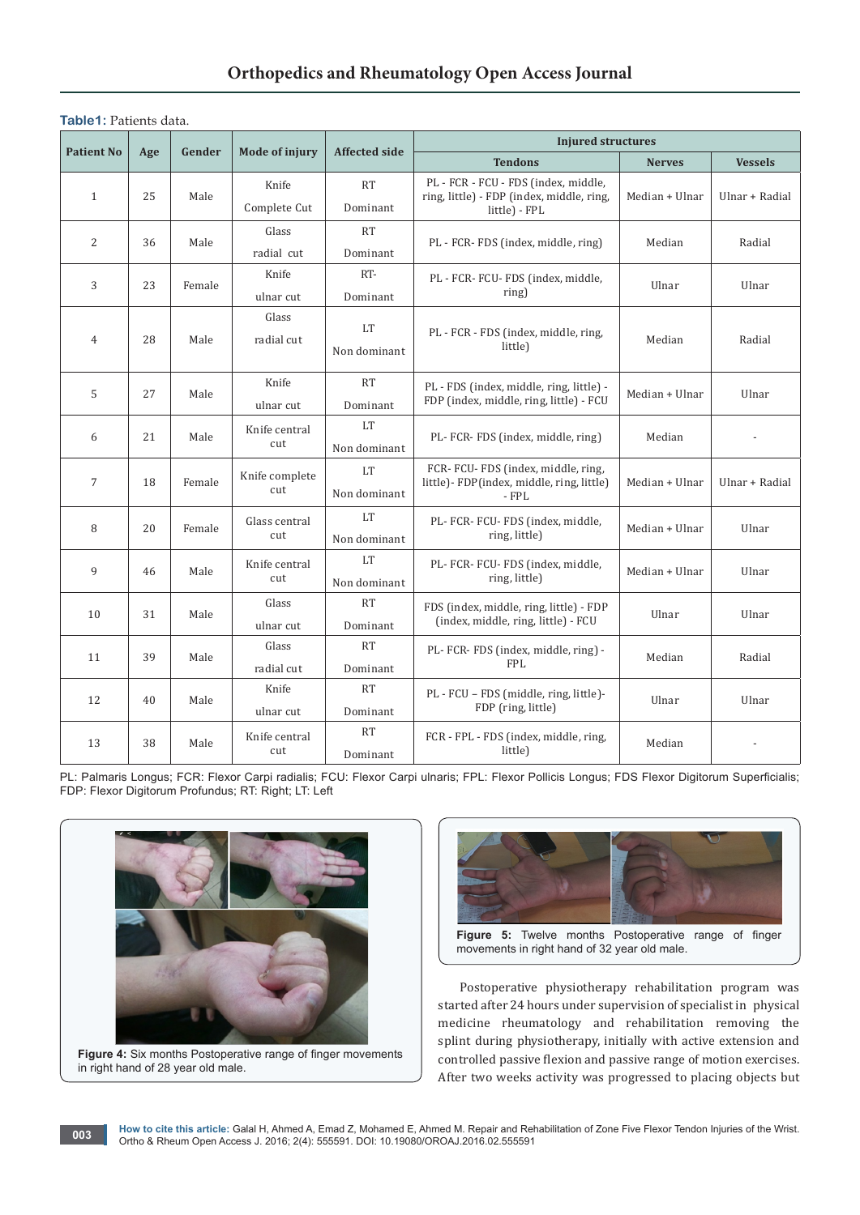**Table1:** Patients data.

| Patient No | Age | Gender | Mode of injury | Affected side | Injured structures | | |
|---|---|---|---|---|---|---|---|
| | | | | | Tendons | Nerves | Vessels |
| 1 | 25 | Male | Knife Complete Cut | RT Dominant | PL - FCR - FCU - FDS (index, middle, ring, little) - FDP (index, middle, ring, little) - FPL | Median + Ulnar | Ulnar + Radial |
| 2 | 36 | Male | Glass radial cut | RT Dominant | PL - FCR- FDS (index, middle, ring) | Median | Radial |
| 3 | 23 | Female | Knife ulnar cut | RT- Dominant | PL - FCR- FCU- FDS (index, middle, ring) | Ulnar | Ulnar |
| 4 | 28 | Male | Glass radial cut | LT Non dominant | PL - FCR - FDS (index, middle, ring, little) | Median | Radial |
| 5 | 27 | Male | Knife ulnar cut | RT Dominant | PL - FDS (index, middle, ring, little) - FDP (index, middle, ring, little) - FCU | Median + Ulnar | Ulnar |
| 6 | 21 | Male | Knife central cut | LT Non dominant | PL- FCR- FDS (index, middle, ring) | Median | - |
| 7 | 18 | Female | Knife complete cut | LT Non dominant | FCR- FCU- FDS (index, middle, ring, little)- FDP(index, middle, ring, little) - FPL | Median + Ulnar | Ulnar + Radial |
| 8 | 20 | Female | Glass central cut | LT Non dominant | PL- FCR- FCU- FDS (index, middle, ring, little) | Median + Ulnar | Ulnar |
| 9 | 46 | Male | Knife central cut | LT Non dominant | PL- FCR- FCU- FDS (index, middle, ring, little) | Median + Ulnar | Ulnar |
| 10 | 31 | Male | Glass ulnar cut | RT Dominant | FDS (index, middle, ring, little) - FDP (index, middle, ring, little) - FCU | Ulnar | Ulnar |
| 11 | 39 | Male | Glass radial cut | RT Dominant | PL- FCR- FDS (index, middle, ring) - FPL | Median | Radial |
| 12 | 40 | Male | Knife ulnar cut | RT Dominant | PL - FCU – FDS (middle, ring, little)- FDP (ring, little) | Ulnar | Ulnar |
| 13 | 38 | Male | Knife central cut | RT Dominant | FCR - FPL - FDS (index, middle, ring, little) | Median | - |

PL: Palmaris Longus; FCR: Flexor Carpi radialis; FCU: Flexor Carpi ulnaris; FPL: Flexor Pollicis Longus; FDS Flexor Digitorum Superficialis; FDP: Flexor Digitorum Profundus; RT: Right; LT: Left

**Figure 4:** Six months Postoperative range of finger movements in right hand of 28 year old male.

**Figure 5:** Twelve months Postoperative range of finger movements in right hand of 32 year old male.

Postoperative physiotherapy rehabilitation program was started after 24 hours under supervision of specialist in physical medicine rheumatology and rehabilitation removing the splint during physiotherapy, initially with active extension and controlled passive flexion and passive range of motion exercises. After two weeks activity was progressed to placing objects but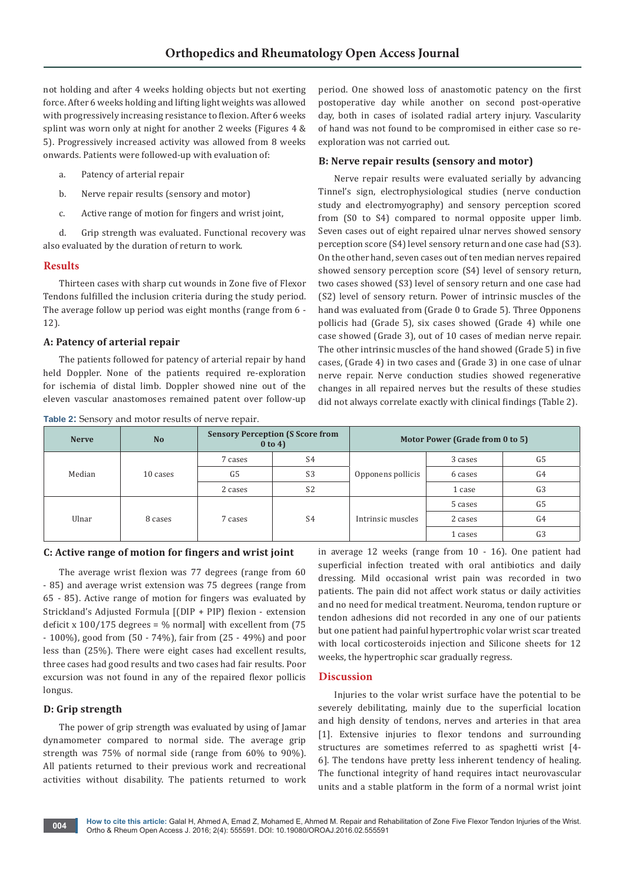not holding and after 4 weeks holding objects but not exerting force. After 6 weeks holding and lifting light weights was allowed with progressively increasing resistance to flexion. After 6 weeks splint was worn only at night for another 2 weeks (Figures 4 & 5). Progressively increased activity was allowed from 8 weeks onwards. Patients were followed-up with evaluation of:

a. Patency of arterial repair

b. Nerve repair results (sensory and motor)

c. Active range of motion for fingers and wrist joint,

d. Grip strength was evaluated. Functional recovery was also evaluated by the duration of return to work.

## Results

Thirteen cases with sharp cut wounds in Zone five of Flexor Tendons fulfilled the inclusion criteria during the study period. The average follow up period was eight months (range from 6 - 12).

### A: Patency of arterial repair

The patients followed for patency of arterial repair by hand held Doppler. None of the patients required re-exploration for ischemia of distal limb. Doppler showed nine out of the eleven vascular anastomoses remained patent over follow-up period. One showed loss of anastomotic patency on the first postoperative day while another on second post-operative day, both in cases of isolated radial artery injury. Vascularity of hand was not found to be compromised in either case so re-exploration was not carried out.

### B: Nerve repair results (sensory and motor)

Nerve repair results were evaluated serially by advancing Tinnel's sign, electrophysiological studies (nerve conduction study and electromyography) and sensory perception scored from (S0 to S4) compared to normal opposite upper limb. Seven cases out of eight repaired ulnar nerves showed sensory perception score (S4) level sensory return and one case had (S3). On the other hand, seven cases out of ten median nerves repaired showed sensory perception score (S4) level of sensory return, two cases showed (S3) level of sensory return and one case had (S2) level of sensory return. Power of intrinsic muscles of the hand was evaluated from (Grade 0 to Grade 5). Three Opponens pollicis had (Grade 5), six cases showed (Grade 4) while one case showed (Grade 3), out of 10 cases of median nerve repair. The other intrinsic muscles of the hand showed (Grade 5) in five cases, (Grade 4) in two cases and (Grade 3) in one case of ulnar nerve repair. Nerve conduction studies showed regenerative changes in all repaired nerves but the results of these studies did not always correlate exactly with clinical findings (Table 2).

**Table 2:** Sensory and motor results of nerve repair.

| Nerve | No | Sensory Perception (S Score from 0 to 4) | | Motor Power (Grade from 0 to 5) | | |
|---|---|---|---|---|---|---|
| Median | 10 cases | 7 cases | S4 | Opponens pollicis | 3 cases | G5 |
| | | G5 | S3 | | 6 cases | G4 |
| | | 2 cases | S2 | | 1 case | G3 |
| Ulnar | 8 cases | 7 cases | S4 | Intrinsic muscles | 5 cases | G5 |
| | | | | | 2 cases | G4 |
| | | | | | 1 cases | G3 |

### C: Active range of motion for fingers and wrist joint

The average wrist flexion was 77 degrees (range from 60 - 85) and average wrist extension was 75 degrees (range from 65 - 85). Active range of motion for fingers was evaluated by Strickland's Adjusted Formula [(DIP + PIP) flexion - extension deficit x 100/175 degrees = % normal] with excellent from (75 - 100%), good from (50 - 74%), fair from (25 - 49%) and poor less than (25%). There were eight cases had excellent results, three cases had good results and two cases had fair results. Poor excursion was not found in any of the repaired flexor pollicis longus.

### D: Grip strength

The power of grip strength was evaluated by using of Jamar dynamometer compared to normal side. The average grip strength was 75% of normal side (range from 60% to 90%). All patients returned to their previous work and recreational activities without disability. The patients returned to work in average 12 weeks (range from 10 - 16). One patient had superficial infection treated with oral antibiotics and daily dressing. Mild occasional wrist pain was recorded in two patients. The pain did not affect work status or daily activities and no need for medical treatment. Neuroma, tendon rupture or tendon adhesions did not recorded in any one of our patients but one patient had painful hypertrophic volar wrist scar treated with local corticosteroids injection and Silicone sheets for 12 weeks, the hypertrophic scar gradually regress.

## Discussion

Injuries to the volar wrist surface have the potential to be severely debilitating, mainly due to the superficial location and high density of tendons, nerves and arteries in that area [1]. Extensive injuries to flexor tendons and surrounding structures are sometimes referred to as spaghetti wrist [4-6]. The tendons have pretty less inherent tendency of healing. The functional integrity of hand requires intact neurovascular units and a stable platform in the form of a normal wrist joint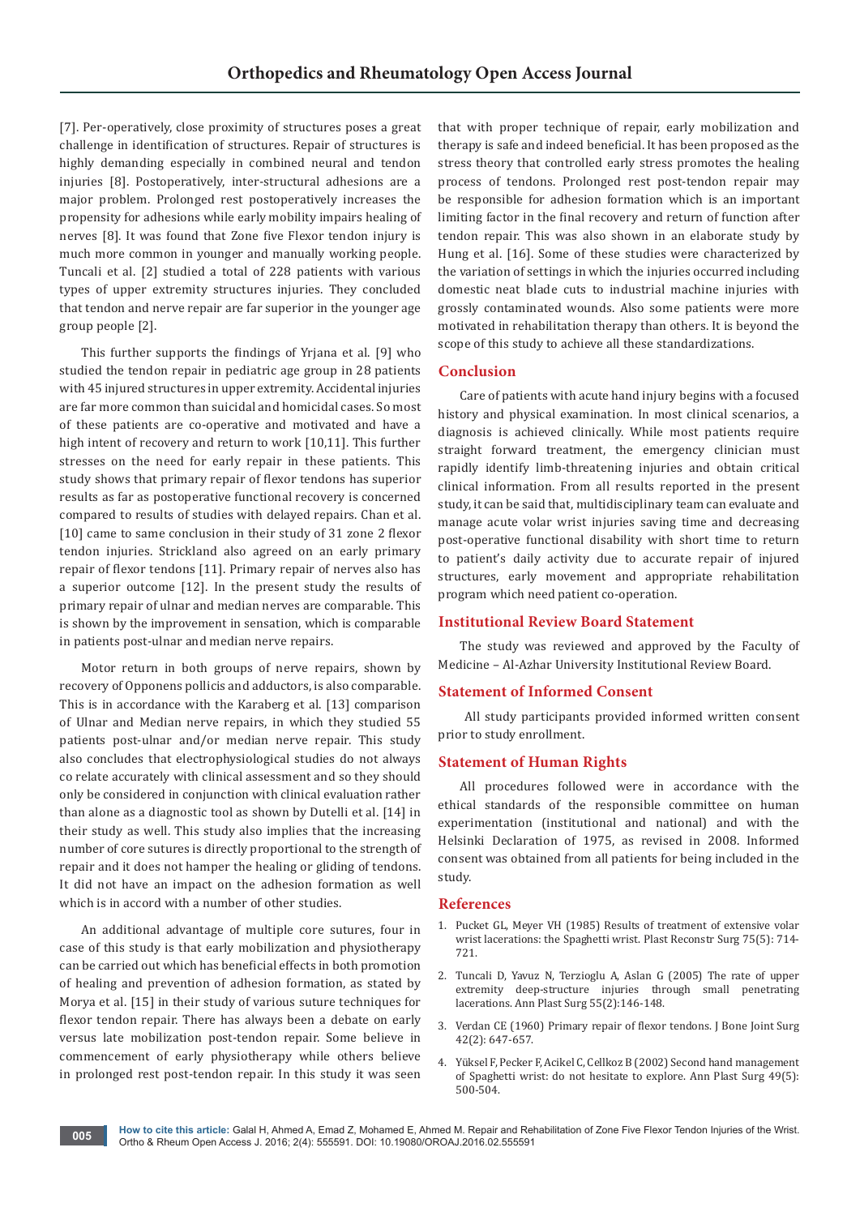[7]. Per-operatively, close proximity of structures poses a great challenge in identification of structures. Repair of structures is highly demanding especially in combined neural and tendon injuries [8]. Postoperatively, inter-structural adhesions are a major problem. Prolonged rest postoperatively increases the propensity for adhesions while early mobility impairs healing of nerves [8]. It was found that Zone five Flexor tendon injury is much more common in younger and manually working people. Tuncali et al. [2] studied a total of 228 patients with various types of upper extremity structures injuries. They concluded that tendon and nerve repair are far superior in the younger age group people [2].

This further supports the findings of Yrjana et al. [9] who studied the tendon repair in pediatric age group in 28 patients with 45 injured structures in upper extremity. Accidental injuries are far more common than suicidal and homicidal cases. So most of these patients are co-operative and motivated and have a high intent of recovery and return to work [10,11]. This further stresses on the need for early repair in these patients. This study shows that primary repair of flexor tendons has superior results as far as postoperative functional recovery is concerned compared to results of studies with delayed repairs. Chan et al. [10] came to same conclusion in their study of 31 zone 2 flexor tendon injuries. Strickland also agreed on an early primary repair of flexor tendons [11]. Primary repair of nerves also has a superior outcome [12]. In the present study the results of primary repair of ulnar and median nerves are comparable. This is shown by the improvement in sensation, which is comparable in patients post-ulnar and median nerve repairs.

Motor return in both groups of nerve repairs, shown by recovery of Opponens pollicis and adductors, is also comparable. This is in accordance with the Karaberg et al. [13] comparison of Ulnar and Median nerve repairs, in which they studied 55 patients post-ulnar and/or median nerve repair. This study also concludes that electrophysiological studies do not always co relate accurately with clinical assessment and so they should only be considered in conjunction with clinical evaluation rather than alone as a diagnostic tool as shown by Dutelli et al. [14] in their study as well. This study also implies that the increasing number of core sutures is directly proportional to the strength of repair and it does not hamper the healing or gliding of tendons. It did not have an impact on the adhesion formation as well which is in accord with a number of other studies.

An additional advantage of multiple core sutures, four in case of this study is that early mobilization and physiotherapy can be carried out which has beneficial effects in both promotion of healing and prevention of adhesion formation, as stated by Morya et al. [15] in their study of various suture techniques for flexor tendon repair. There has always been a debate on early versus late mobilization post-tendon repair. Some believe in commencement of early physiotherapy while others believe in prolonged rest post-tendon repair. In this study it was seen that with proper technique of repair, early mobilization and therapy is safe and indeed beneficial. It has been proposed as the stress theory that controlled early stress promotes the healing process of tendons. Prolonged rest post-tendon repair may be responsible for adhesion formation which is an important limiting factor in the final recovery and return of function after tendon repair. This was also shown in an elaborate study by Hung et al. [16]. Some of these studies were characterized by the variation of settings in which the injuries occurred including domestic neat blade cuts to industrial machine injuries with grossly contaminated wounds. Also some patients were more motivated in rehabilitation therapy than others. It is beyond the scope of this study to achieve all these standardizations.

## Conclusion

Care of patients with acute hand injury begins with a focused history and physical examination. In most clinical scenarios, a diagnosis is achieved clinically. While most patients require straight forward treatment, the emergency clinician must rapidly identify limb-threatening injuries and obtain critical clinical information. From all results reported in the present study, it can be said that, multidisciplinary team can evaluate and manage acute volar wrist injuries saving time and decreasing post-operative functional disability with short time to return to patient's daily activity due to accurate repair of injured structures, early movement and appropriate rehabilitation program which need patient co-operation.

## Institutional Review Board Statement

The study was reviewed and approved by the Faculty of Medicine – Al-Azhar University Institutional Review Board.

## Statement of Informed Consent

All study participants provided informed written consent prior to study enrollment.

## Statement of Human Rights

All procedures followed were in accordance with the ethical standards of the responsible committee on human experimentation (institutional and national) and with the Helsinki Declaration of 1975, as revised in 2008. Informed consent was obtained from all patients for being included in the study.

## References

1. Pucket GL, Meyer VH (1985) Results of treatment of extensive volar wrist lacerations: the Spaghetti wrist. Plast Reconstr Surg 75(5): 714-721.
2. Tuncali D, Yavuz N, Terzioglu A, Aslan G (2005) The rate of upper extremity deep-structure injuries through small penetrating lacerations. Ann Plast Surg 55(2):146-148.
3. Verdan CE (1960) Primary repair of flexor tendons. J Bone Joint Surg 42(2): 647-657.
4. Yüksel F, Pecker F, Acikel C, Cellkoz B (2002) Second hand management of Spaghetti wrist: do not hesitate to explore. Ann Plast Surg 49(5): 500-504.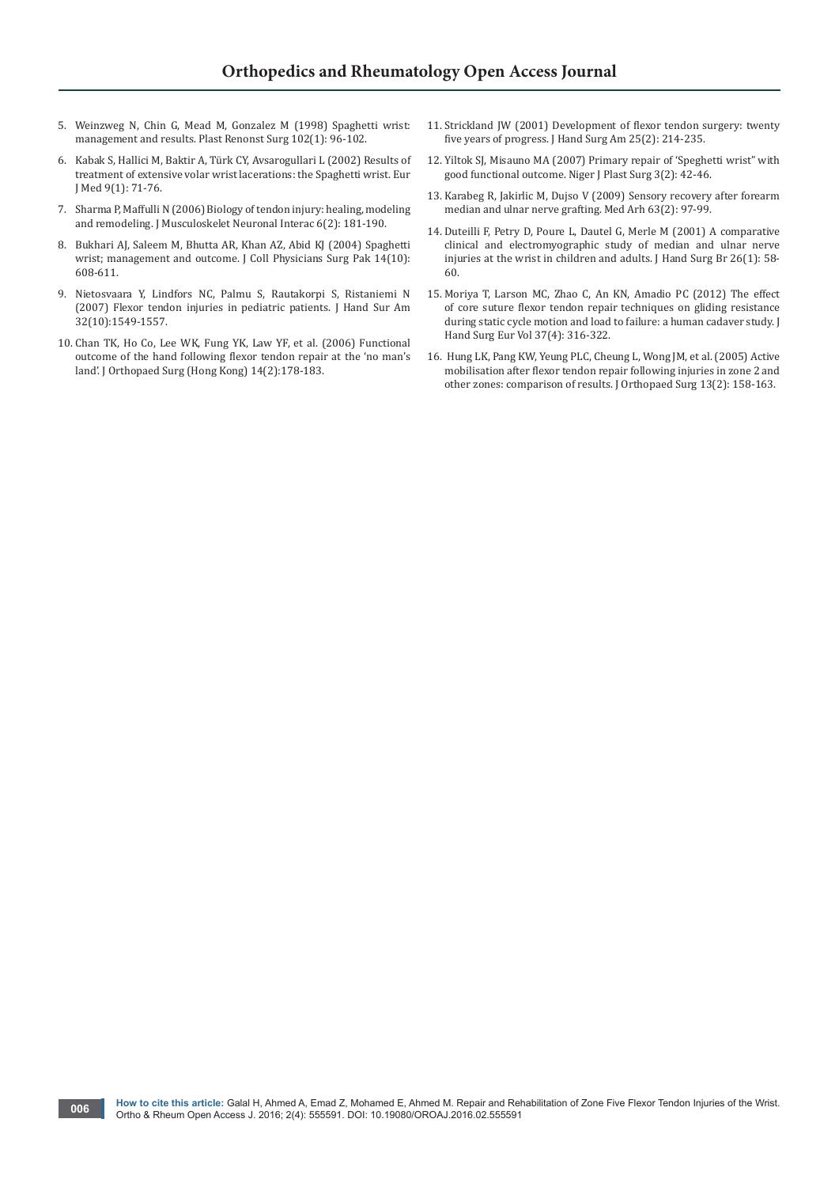5. Weinzweg N, Chin G, Mead M, Gonzalez M (1998) Spaghetti wrist: management and results. Plast Renonst Surg 102(1): 96-102.
6. Kabak S, Hallici M, Baktir A, Türk CY, Avsarogullari L (2002) Results of treatment of extensive volar wrist lacerations: the Spaghetti wrist. Eur J Med 9(1): 71-76.
7. Sharma P, Maffulli N (2006) Biology of tendon injury: healing, modeling and remodeling. J Musculoskelet Neuronal Interac 6(2): 181-190.
8. Bukhari AJ, Saleem M, Bhutta AR, Khan AZ, Abid KJ (2004) Spaghetti wrist; management and outcome. J Coll Physicians Surg Pak 14(10): 608-611.
9. Nietosvaara Y, Lindfors NC, Palmu S, Rautakorpi S, Ristaniemi N (2007) Flexor tendon injuries in pediatric patients. J Hand Sur Am 32(10):1549-1557.
10. Chan TK, Ho Co, Lee WK, Fung YK, Law YF, et al. (2006) Functional outcome of the hand following flexor tendon repair at the 'no man's land'. J Orthopaed Surg (Hong Kong) 14(2):178-183.
11. Strickland JW (2001) Development of flexor tendon surgery: twenty five years of progress. J Hand Surg Am 25(2): 214-235.
12. Yiltok SJ, Misauno MA (2007) Primary repair of 'Speghetti wrist" with good functional outcome. Niger J Plast Surg 3(2): 42-46.
13. Karabeg R, Jakirlic M, Dujso V (2009) Sensory recovery after forearm median and ulnar nerve grafting. Med Arh 63(2): 97-99.
14. Duteilli F, Petry D, Poure L, Dautel G, Merle M (2001) A comparative clinical and electromyographic study of median and ulnar nerve injuries at the wrist in children and adults. J Hand Surg Br 26(1): 58-60.
15. Moriya T, Larson MC, Zhao C, An KN, Amadio PC (2012) The effect of core suture flexor tendon repair techniques on gliding resistance during static cycle motion and load to failure: a human cadaver study. J Hand Surg Eur Vol 37(4): 316-322.
16. Hung LK, Pang KW, Yeung PLC, Cheung L, Wong JM, et al. (2005) Active mobilisation after flexor tendon repair following injuries in zone 2 and other zones: comparison of results. J Orthopaed Surg 13(2): 158-163.